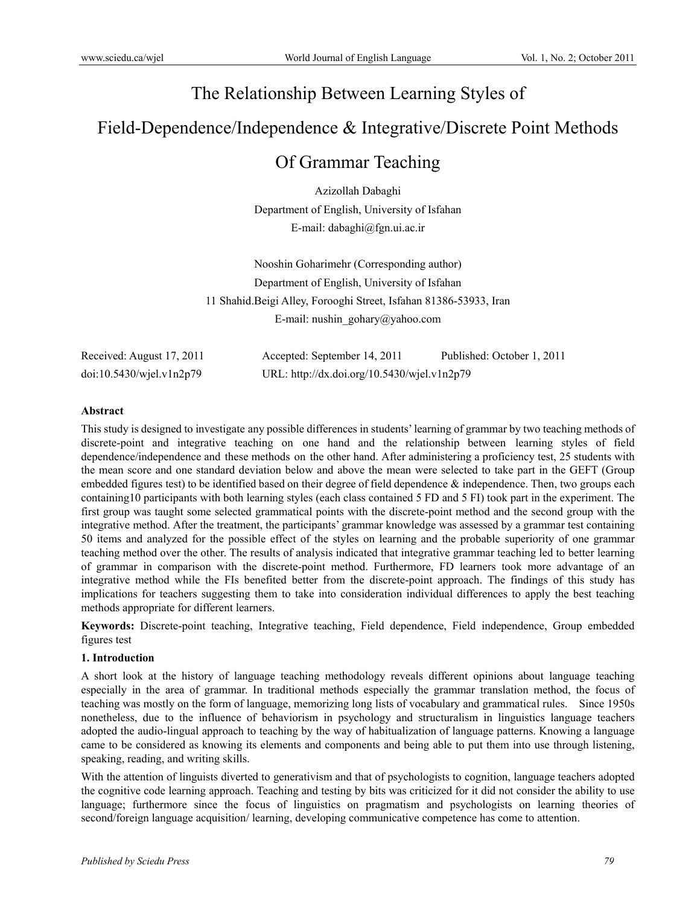# The Relationship Between Learning Styles of Field-Dependence/Independence & Integrative/Discrete Point Methods Of Grammar Teaching

Azizollah Dabaghi

Department of English, University of Isfahan

E-mail: dabaghi@fgn.ui.ac.ir

Nooshin Goharimehr (Corresponding author)

Department of English, University of Isfahan

11 Shahid.Beigi Alley, Forooghi Street, Isfahan 81386-53933, Iran

E-mail: nushin_gohary@yahoo.com

Received: August 17, 2011 Accepted: September 14, 2011 Published: October 1, 2011

doi:10.5430/wjel.v1n2p79 URL: http://dx.doi.org/10.5430/wjel.v1n2p79

**Abstract**

This study is designed to investigate any possible differences in students' learning of grammar by two teaching methods of discrete-point and integrative teaching on one hand and the relationship between learning styles of field dependence/independence and these methods on the other hand. After administering a proficiency test, 25 students with the mean score and one standard deviation below and above the mean were selected to take part in the GEFT (Group embedded figures test) to be identified based on their degree of field dependence & independence. Then, two groups each containing10 participants with both learning styles (each class contained 5 FD and 5 FI) took part in the experiment. The first group was taught some selected grammatical points with the discrete-point method and the second group with the integrative method. After the treatment, the participants' grammar knowledge was assessed by a grammar test containing 50 items and analyzed for the possible effect of the styles on learning and the probable superiority of one grammar teaching method over the other. The results of analysis indicated that integrative grammar teaching led to better learning of grammar in comparison with the discrete-point method. Furthermore, FD learners took more advantage of an integrative method while the FIs benefited better from the discrete-point approach. The findings of this study has implications for teachers suggesting them to take into consideration individual differences to apply the best teaching methods appropriate for different learners.

**Keywords:** Discrete-point teaching, Integrative teaching, Field dependence, Field independence, Group embedded figures test

## 1. Introduction

A short look at the history of language teaching methodology reveals different opinions about language teaching especially in the area of grammar. In traditional methods especially the grammar translation method, the focus of teaching was mostly on the form of language, memorizing long lists of vocabulary and grammatical rules. Since 1950s nonetheless, due to the influence of behaviorism in psychology and structuralism in linguistics language teachers adopted the audio-lingual approach to teaching by the way of habitualization of language patterns. Knowing a language came to be considered as knowing its elements and components and being able to put them into use through listening, speaking, reading, and writing skills.

With the attention of linguists diverted to generativism and that of psychologists to cognition, language teachers adopted the cognitive code learning approach. Teaching and testing by bits was criticized for it did not consider the ability to use language; furthermore since the focus of linguistics on pragmatism and psychologists on learning theories of second/foreign language acquisition/ learning, developing communicative competence has come to attention.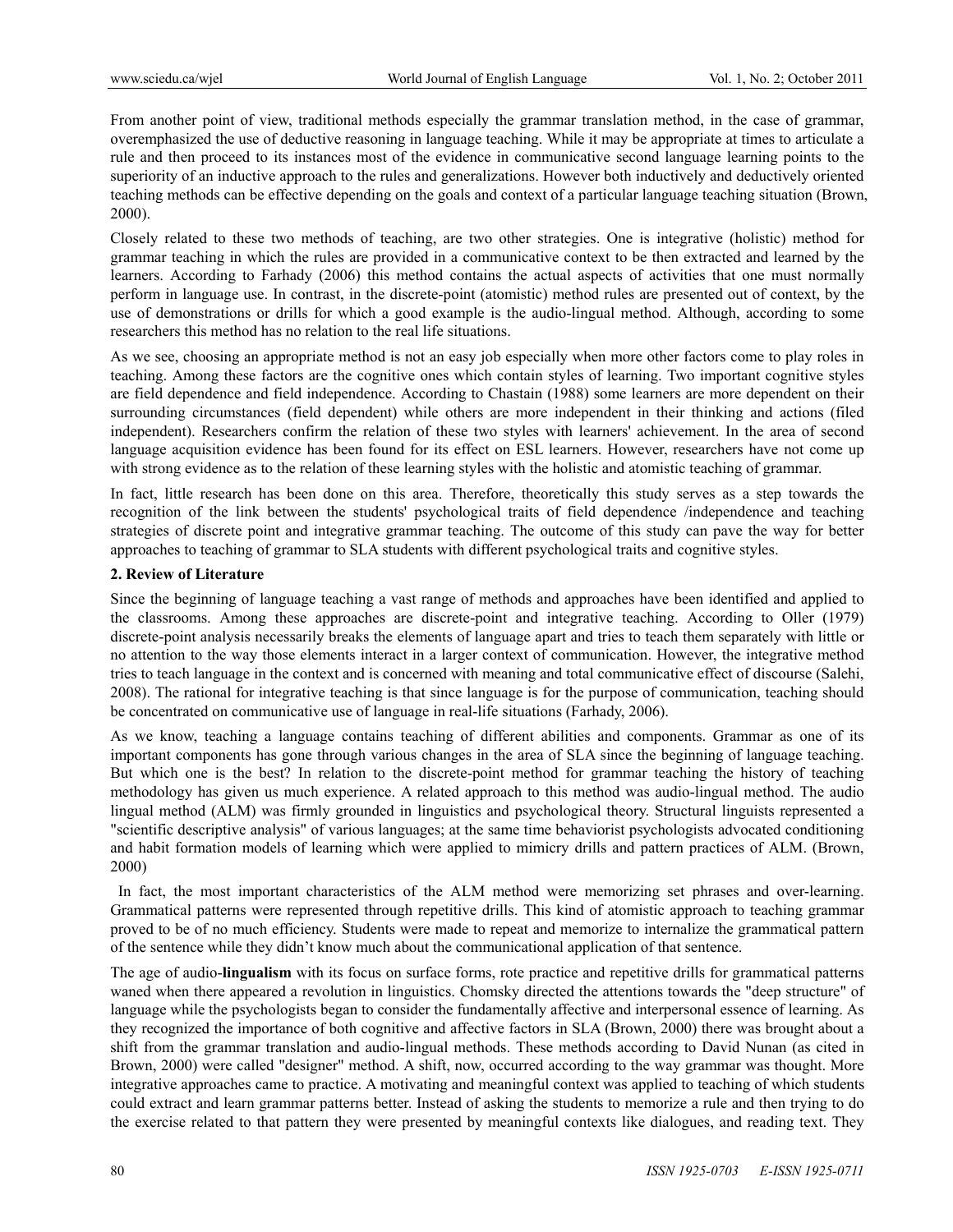From another point of view, traditional methods especially the grammar translation method, in the case of grammar, overemphasized the use of deductive reasoning in language teaching. While it may be appropriate at times to articulate a rule and then proceed to its instances most of the evidence in communicative second language learning points to the superiority of an inductive approach to the rules and generalizations. However both inductively and deductively oriented teaching methods can be effective depending on the goals and context of a particular language teaching situation (Brown, 2000).

Closely related to these two methods of teaching, are two other strategies. One is integrative (holistic) method for grammar teaching in which the rules are provided in a communicative context to be then extracted and learned by the learners. According to Farhady (2006) this method contains the actual aspects of activities that one must normally perform in language use. In contrast, in the discrete-point (atomistic) method rules are presented out of context, by the use of demonstrations or drills for which a good example is the audio-lingual method. Although, according to some researchers this method has no relation to the real life situations.

As we see, choosing an appropriate method is not an easy job especially when more other factors come to play roles in teaching. Among these factors are the cognitive ones which contain styles of learning. Two important cognitive styles are field dependence and field independence. According to Chastain (1988) some learners are more dependent on their surrounding circumstances (field dependent) while others are more independent in their thinking and actions (filed independent). Researchers confirm the relation of these two styles with learners' achievement. In the area of second language acquisition evidence has been found for its effect on ESL learners. However, researchers have not come up with strong evidence as to the relation of these learning styles with the holistic and atomistic teaching of grammar.

In fact, little research has been done on this area. Therefore, theoretically this study serves as a step towards the recognition of the link between the students' psychological traits of field dependence /independence and teaching strategies of discrete point and integrative grammar teaching. The outcome of this study can pave the way for better approaches to teaching of grammar to SLA students with different psychological traits and cognitive styles.

## 2. Review of Literature

Since the beginning of language teaching a vast range of methods and approaches have been identified and applied to the classrooms. Among these approaches are discrete-point and integrative teaching. According to Oller (1979) discrete-point analysis necessarily breaks the elements of language apart and tries to teach them separately with little or no attention to the way those elements interact in a larger context of communication. However, the integrative method tries to teach language in the context and is concerned with meaning and total communicative effect of discourse (Salehi, 2008). The rational for integrative teaching is that since language is for the purpose of communication, teaching should be concentrated on communicative use of language in real-life situations (Farhady, 2006).

As we know, teaching a language contains teaching of different abilities and components. Grammar as one of its important components has gone through various changes in the area of SLA since the beginning of language teaching. But which one is the best? In relation to the discrete-point method for grammar teaching the history of teaching methodology has given us much experience. A related approach to this method was audio-lingual method. The audio lingual method (ALM) was firmly grounded in linguistics and psychological theory. Structural linguists represented a "scientific descriptive analysis" of various languages; at the same time behaviorist psychologists advocated conditioning and habit formation models of learning which were applied to mimicry drills and pattern practices of ALM. (Brown, 2000)

In fact, the most important characteristics of the ALM method were memorizing set phrases and over-learning. Grammatical patterns were represented through repetitive drills. This kind of atomistic approach to teaching grammar proved to be of no much efficiency. Students were made to repeat and memorize to internalize the grammatical pattern of the sentence while they didn't know much about the communicational application of that sentence.

The age of audio-**lingualism** with its focus on surface forms, rote practice and repetitive drills for grammatical patterns waned when there appeared a revolution in linguistics. Chomsky directed the attentions towards the "deep structure" of language while the psychologists began to consider the fundamentally affective and interpersonal essence of learning. As they recognized the importance of both cognitive and affective factors in SLA (Brown, 2000) there was brought about a shift from the grammar translation and audio-lingual methods. These methods according to David Nunan (as cited in Brown, 2000) were called "designer" method. A shift, now, occurred according to the way grammar was thought. More integrative approaches came to practice. A motivating and meaningful context was applied to teaching of which students could extract and learn grammar patterns better. Instead of asking the students to memorize a rule and then trying to do the exercise related to that pattern they were presented by meaningful contexts like dialogues, and reading text. They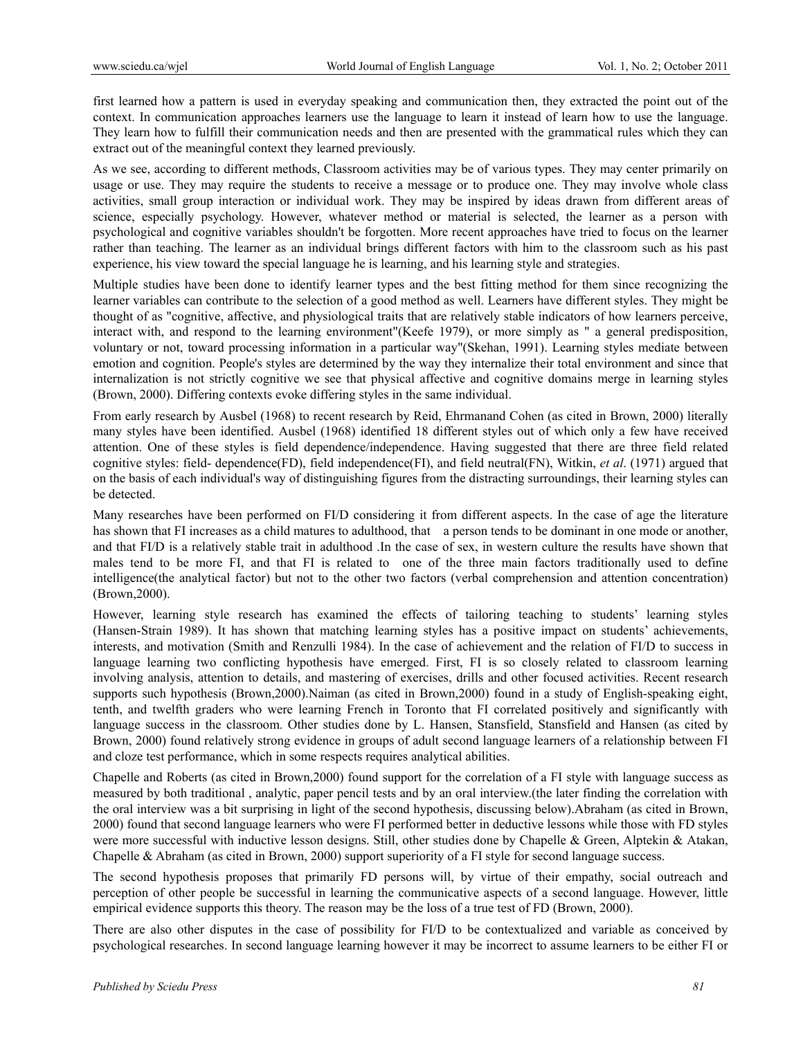first learned how a pattern is used in everyday speaking and communication then, they extracted the point out of the context. In communication approaches learners use the language to learn it instead of learn how to use the language. They learn how to fulfill their communication needs and then are presented with the grammatical rules which they can extract out of the meaningful context they learned previously.

As we see, according to different methods, Classroom activities may be of various types. They may center primarily on usage or use. They may require the students to receive a message or to produce one. They may involve whole class activities, small group interaction or individual work. They may be inspired by ideas drawn from different areas of science, especially psychology. However, whatever method or material is selected, the learner as a person with psychological and cognitive variables shouldn't be forgotten. More recent approaches have tried to focus on the learner rather than teaching. The learner as an individual brings different factors with him to the classroom such as his past experience, his view toward the special language he is learning, and his learning style and strategies.

Multiple studies have been done to identify learner types and the best fitting method for them since recognizing the learner variables can contribute to the selection of a good method as well. Learners have different styles. They might be thought of as "cognitive, affective, and physiological traits that are relatively stable indicators of how learners perceive, interact with, and respond to the learning environment"(Keefe 1979), or more simply as " a general predisposition, voluntary or not, toward processing information in a particular way"(Skehan, 1991). Learning styles mediate between emotion and cognition. People's styles are determined by the way they internalize their total environment and since that internalization is not strictly cognitive we see that physical affective and cognitive domains merge in learning styles (Brown, 2000). Differing contexts evoke differing styles in the same individual.

From early research by Ausbel (1968) to recent research by Reid, Ehrmanand Cohen (as cited in Brown, 2000) literally many styles have been identified. Ausbel (1968) identified 18 different styles out of which only a few have received attention. One of these styles is field dependence/independence. Having suggested that there are three field related cognitive styles: field- dependence(FD), field independence(FI), and field neutral(FN), Witkin, *et al*. (1971) argued that on the basis of each individual's way of distinguishing figures from the distracting surroundings, their learning styles can be detected.

Many researches have been performed on FI/D considering it from different aspects. In the case of age the literature has shown that FI increases as a child matures to adulthood, that a person tends to be dominant in one mode or another, and that FI/D is a relatively stable trait in adulthood .In the case of sex, in western culture the results have shown that males tend to be more FI, and that FI is related to one of the three main factors traditionally used to define intelligence(the analytical factor) but not to the other two factors (verbal comprehension and attention concentration) (Brown,2000).

However, learning style research has examined the effects of tailoring teaching to students' learning styles (Hansen-Strain 1989). It has shown that matching learning styles has a positive impact on students' achievements, interests, and motivation (Smith and Renzulli 1984). In the case of achievement and the relation of FI/D to success in language learning two conflicting hypothesis have emerged. First, FI is so closely related to classroom learning involving analysis, attention to details, and mastering of exercises, drills and other focused activities. Recent research supports such hypothesis (Brown,2000).Naiman (as cited in Brown,2000) found in a study of English-speaking eight, tenth, and twelfth graders who were learning French in Toronto that FI correlated positively and significantly with language success in the classroom. Other studies done by L. Hansen, Stansfield, Stansfield and Hansen (as cited by Brown, 2000) found relatively strong evidence in groups of adult second language learners of a relationship between FI and cloze test performance, which in some respects requires analytical abilities.

Chapelle and Roberts (as cited in Brown,2000) found support for the correlation of a FI style with language success as measured by both traditional , analytic, paper pencil tests and by an oral interview.(the later finding the correlation with the oral interview was a bit surprising in light of the second hypothesis, discussing below).Abraham (as cited in Brown, 2000) found that second language learners who were FI performed better in deductive lessons while those with FD styles were more successful with inductive lesson designs. Still, other studies done by Chapelle & Green, Alptekin & Atakan, Chapelle & Abraham (as cited in Brown, 2000) support superiority of a FI style for second language success.

The second hypothesis proposes that primarily FD persons will, by virtue of their empathy, social outreach and perception of other people be successful in learning the communicative aspects of a second language. However, little empirical evidence supports this theory. The reason may be the loss of a true test of FD (Brown, 2000).

There are also other disputes in the case of possibility for FI/D to be contextualized and variable as conceived by psychological researches. In second language learning however it may be incorrect to assume learners to be either FI or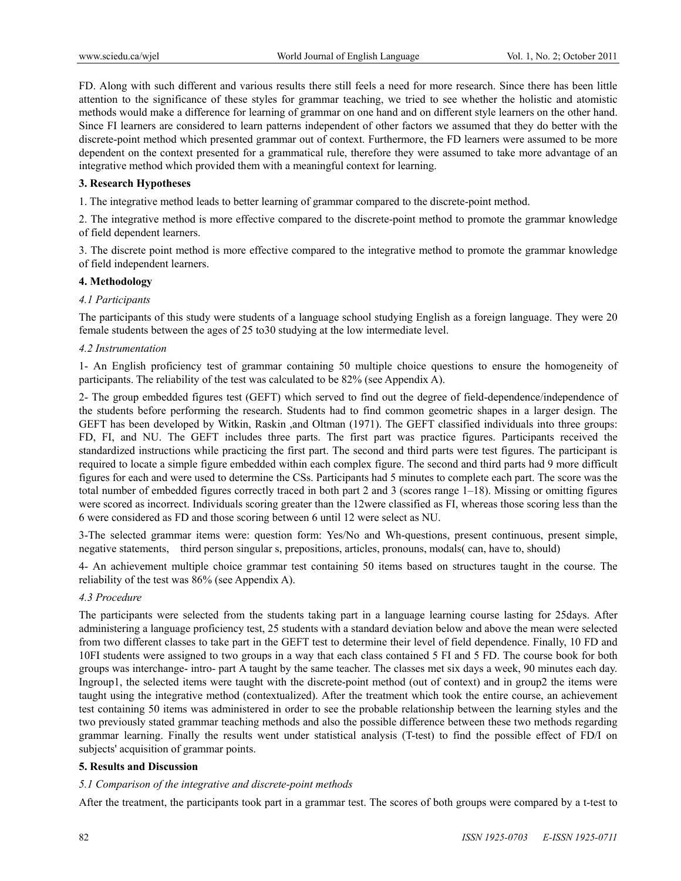FD. Along with such different and various results there still feels a need for more research. Since there has been little attention to the significance of these styles for grammar teaching, we tried to see whether the holistic and atomistic methods would make a difference for learning of grammar on one hand and on different style learners on the other hand. Since FI learners are considered to learn patterns independent of other factors we assumed that they do better with the discrete-point method which presented grammar out of context. Furthermore, the FD learners were assumed to be more dependent on the context presented for a grammatical rule, therefore they were assumed to take more advantage of an integrative method which provided them with a meaningful context for learning.

## 3. Research Hypotheses

1. The integrative method leads to better learning of grammar compared to the discrete-point method.

2. The integrative method is more effective compared to the discrete-point method to promote the grammar knowledge of field dependent learners.

3. The discrete point method is more effective compared to the integrative method to promote the grammar knowledge of field independent learners.

## 4. Methodology

### *4.1 Participants*

The participants of this study were students of a language school studying English as a foreign language. They were 20 female students between the ages of 25 to30 studying at the low intermediate level.

### *4.2 Instrumentation*

1- An English proficiency test of grammar containing 50 multiple choice questions to ensure the homogeneity of participants. The reliability of the test was calculated to be 82% (see Appendix A).

2- The group embedded figures test (GEFT) which served to find out the degree of field-dependence/independence of the students before performing the research. Students had to find common geometric shapes in a larger design. The GEFT has been developed by Witkin, Raskin ,and Oltman (1971). The GEFT classified individuals into three groups: FD, FI, and NU. The GEFT includes three parts. The first part was practice figures. Participants received the standardized instructions while practicing the first part. The second and third parts were test figures. The participant is required to locate a simple figure embedded within each complex figure. The second and third parts had 9 more difficult figures for each and were used to determine the CSs. Participants had 5 minutes to complete each part. The score was the total number of embedded figures correctly traced in both part 2 and 3 (scores range 1–18). Missing or omitting figures were scored as incorrect. Individuals scoring greater than the 12were classified as FI, whereas those scoring less than the 6 were considered as FD and those scoring between 6 until 12 were select as NU.

3-The selected grammar items were: question form: Yes/No and Wh-questions, present continuous, present simple, negative statements, third person singular s, prepositions, articles, pronouns, modals( can, have to, should)

4- An achievement multiple choice grammar test containing 50 items based on structures taught in the course. The reliability of the test was 86% (see Appendix A).

### *4.3 Procedure*

The participants were selected from the students taking part in a language learning course lasting for 25days. After administering a language proficiency test, 25 students with a standard deviation below and above the mean were selected from two different classes to take part in the GEFT test to determine their level of field dependence. Finally, 10 FD and 10FI students were assigned to two groups in a way that each class contained 5 FI and 5 FD. The course book for both groups was interchange- intro- part A taught by the same teacher. The classes met six days a week, 90 minutes each day. Ingroup1, the selected items were taught with the discrete-point method (out of context) and in group2 the items were taught using the integrative method (contextualized). After the treatment which took the entire course, an achievement test containing 50 items was administered in order to see the probable relationship between the learning styles and the two previously stated grammar teaching methods and also the possible difference between these two methods regarding grammar learning. Finally the results went under statistical analysis (T-test) to find the possible effect of FD/I on subjects' acquisition of grammar points.

## 5. Results and Discussion

### *5.1 Comparison of the integrative and discrete-point methods*

After the treatment, the participants took part in a grammar test. The scores of both groups were compared by a t-test to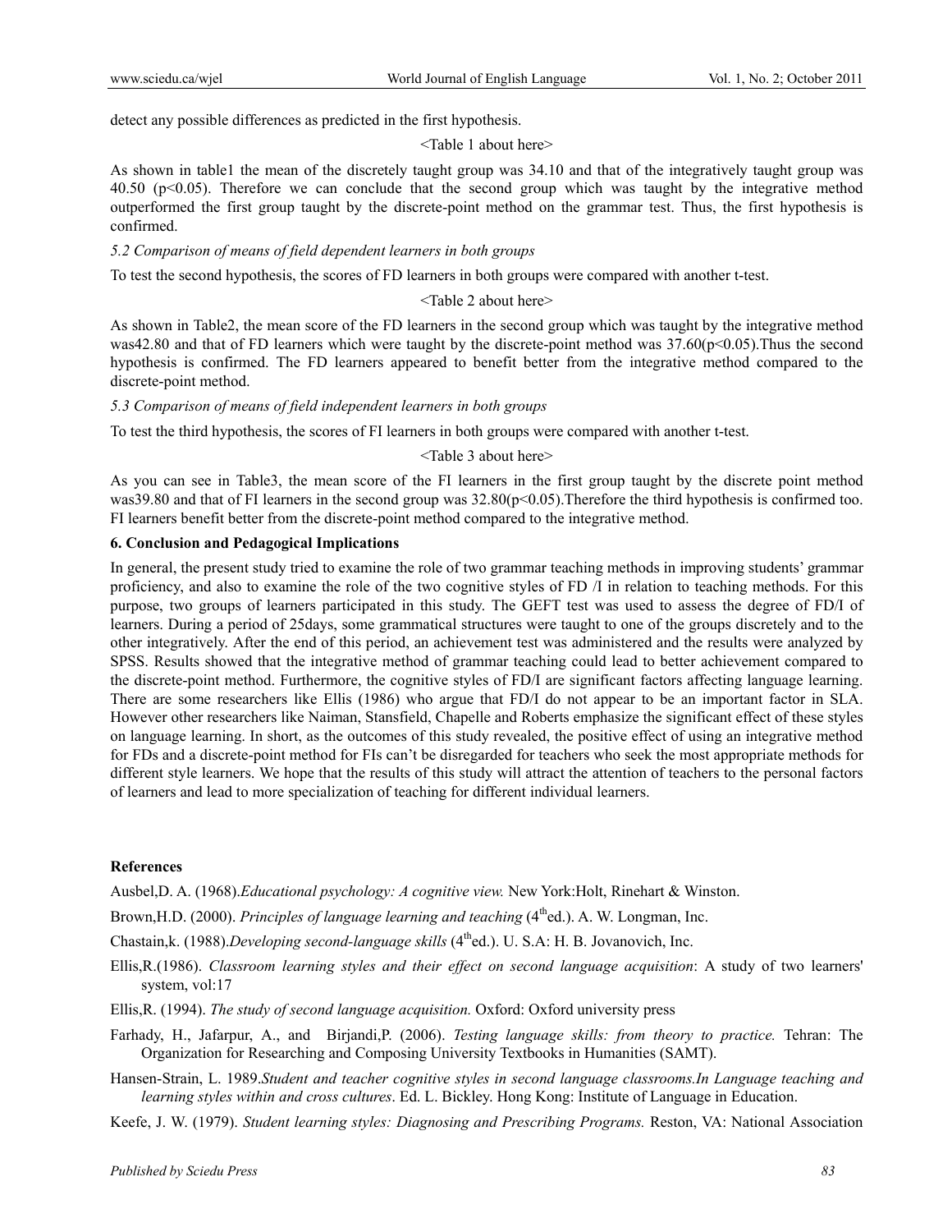detect any possible differences as predicted in the first hypothesis.

<Table 1 about here>

As shown in table1 the mean of the discretely taught group was 34.10 and that of the integratively taught group was 40.50 ($p<0.05$). Therefore we can conclude that the second group which was taught by the integrative method outperformed the first group taught by the discrete-point method on the grammar test. Thus, the first hypothesis is confirmed.

### *5.2 Comparison of means of field dependent learners in both groups*

To test the second hypothesis, the scores of FD learners in both groups were compared with another t-test.

<Table 2 about here>

As shown in Table2, the mean score of the FD learners in the second group which was taught by the integrative method was42.80 and that of FD learners which were taught by the discrete-point method was 37.60($p<0.05$).Thus the second hypothesis is confirmed. The FD learners appeared to benefit better from the integrative method compared to the discrete-point method.

### *5.3 Comparison of means of field independent learners in both groups*

To test the third hypothesis, the scores of FI learners in both groups were compared with another t-test.

<Table 3 about here>

As you can see in Table3, the mean score of the FI learners in the first group taught by the discrete point method was39.80 and that of FI learners in the second group was 32.80($p<0.05$).Therefore the third hypothesis is confirmed too. FI learners benefit better from the discrete-point method compared to the integrative method.

## 6. Conclusion and Pedagogical Implications

In general, the present study tried to examine the role of two grammar teaching methods in improving students' grammar proficiency, and also to examine the role of the two cognitive styles of FD /I in relation to teaching methods. For this purpose, two groups of learners participated in this study. The GEFT test was used to assess the degree of FD/I of learners. During a period of 25days, some grammatical structures were taught to one of the groups discretely and to the other integratively. After the end of this period, an achievement test was administered and the results were analyzed by SPSS. Results showed that the integrative method of grammar teaching could lead to better achievement compared to the discrete-point method. Furthermore, the cognitive styles of FD/I are significant factors affecting language learning. There are some researchers like Ellis (1986) who argue that FD/I do not appear to be an important factor in SLA. However other researchers like Naiman, Stansfield, Chapelle and Roberts emphasize the significant effect of these styles on language learning. In short, as the outcomes of this study revealed, the positive effect of using an integrative method for FDs and a discrete-point method for FIs can't be disregarded for teachers who seek the most appropriate methods for different style learners. We hope that the results of this study will attract the attention of teachers to the personal factors of learners and lead to more specialization of teaching for different individual learners.

## References

Ausbel,D. A. (1968).*Educational psychology: A cognitive view.* New York:Holt, Rinehart & Winston.

Brown,H.D. (2000). *Principles of language learning and teaching* (4th ed.). A. W. Longman, Inc.

Chastain,k. (1988).*Developing second-language skills* (4th ed.). U. S.A: H. B. Jovanovich, Inc.

Ellis,R.(1986). *Classroom learning styles and their effect on second language acquisition*: A study of two learners' system, vol:17

Ellis,R. (1994). *The study of second language acquisition.* Oxford: Oxford university press

Farhady, H., Jafarpur, A., and Birjandi,P. (2006). *Testing language skills: from theory to practice.* Tehran: The Organization for Researching and Composing University Textbooks in Humanities (SAMT).

Hansen-Strain, L. 1989.*Student and teacher cognitive styles in second language classrooms.In Language teaching and learning styles within and cross cultures*. Ed. L. Bickley. Hong Kong: Institute of Language in Education.

Keefe, J. W. (1979). *Student learning styles: Diagnosing and Prescribing Programs.* Reston, VA: National Association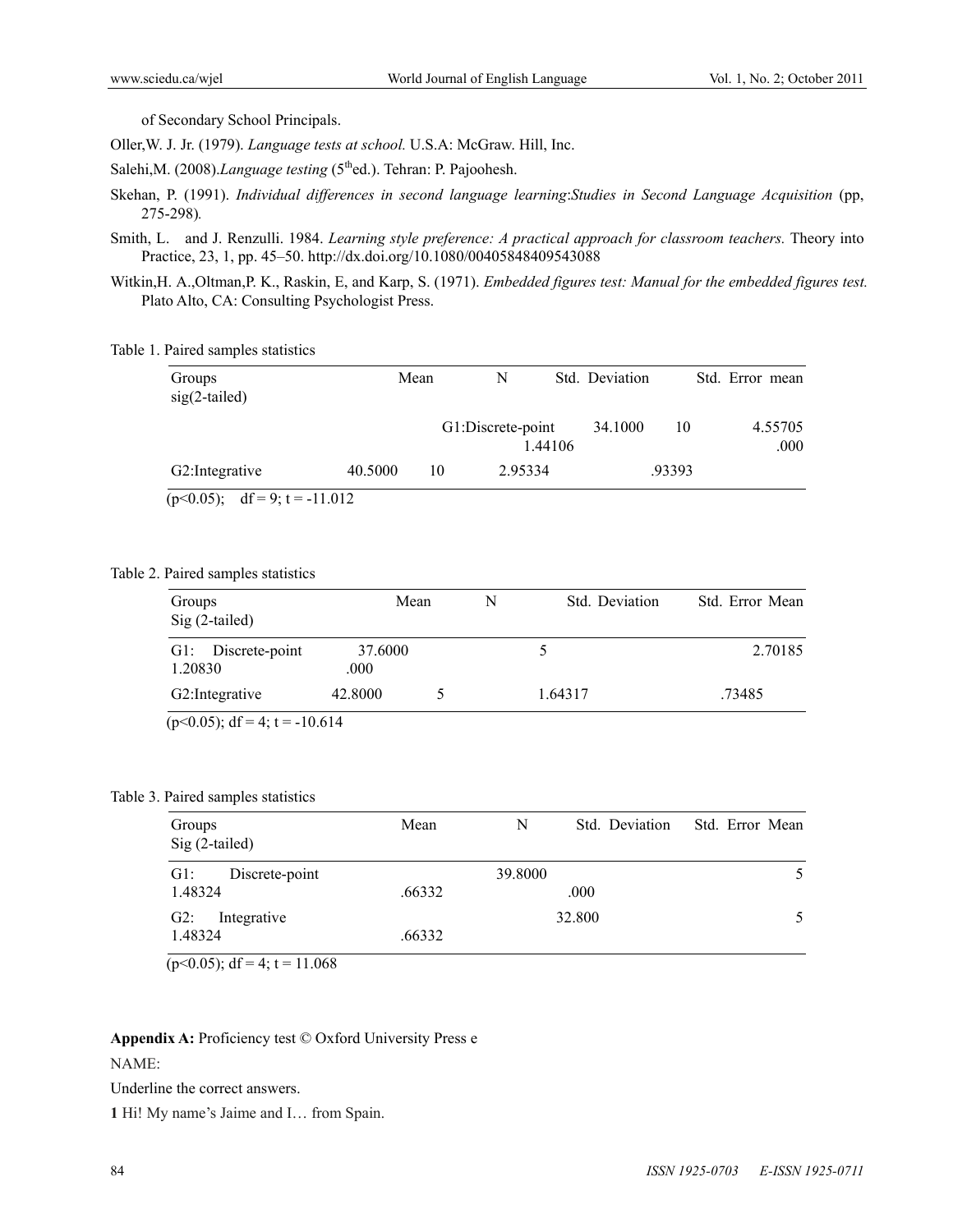of Secondary School Principals.

Oller,W. J. Jr. (1979). *Language tests at school.* U.S.A: McGraw. Hill, Inc.

Salehi,M. (2008).*Language testing* (5[th]ed.). Tehran: P. Pajoohesh.

Skehan, P. (1991). *Individual differences in second language learning*:*Studies in Second Language Acquisition* (pp, 275-298)*.*

Smith, L. and J. Renzulli. 1984. *Learning style preference: A practical approach for classroom teachers.* Theory into Practice, 23, 1, pp. 45–50. http://dx.doi.org/10.1080/00405848409543088

Witkin,H. A.,Oltman,P. K., Raskin, E, and Karp, S. (1971). *Embedded figures test: Manual for the embedded figures test.* Plato Alto, CA: Consulting Psychologist Press.

Table 1. Paired samples statistics

| Groups | Mean | N | Std. Deviation | Std. Error mean | sig(2-tailed) |
|---|---|---|---|---|---|
| G1:Discrete-point | 34.1000 | 10 | 4.55705 | 1.44106 | .000 |
| G2:Integrative | 40.5000 | 10 | 2.95334 | .93393 | |

($p<0.05$); df = 9; t = -11.012

Table 2. Paired samples statistics

| Groups | Mean | N | Std. Deviation | Std. Error Mean | Sig (2-tailed) |
|---|---|---|---|---|---|
| G1: Discrete-point | 37.6000 | 5 | 2.70185 | 1.20830 | .000 |
| G2:Integrative | 42.8000 | 5 | 1.64317 | .73485 | |

($p<0.05$); df = 4; t = -10.614

Table 3. Paired samples statistics

| Groups | Mean | N | Std. Deviation | Std. Error Mean | Sig (2-tailed) |
|---|---|---|---|---|---|
| G1: Discrete-point | 39.8000 | 5 | 1.48324 | .66332 | .000 |
| G2: Integrative | 32.800 | 5 | 1.48324 | .66332 | |

($p<0.05$); df = 4; t = 11.068

**Appendix A:** Proficiency test © Oxford University Press e

NAME:

Underline the correct answers.

**1** Hi! My name's Jaime and I… from Spain.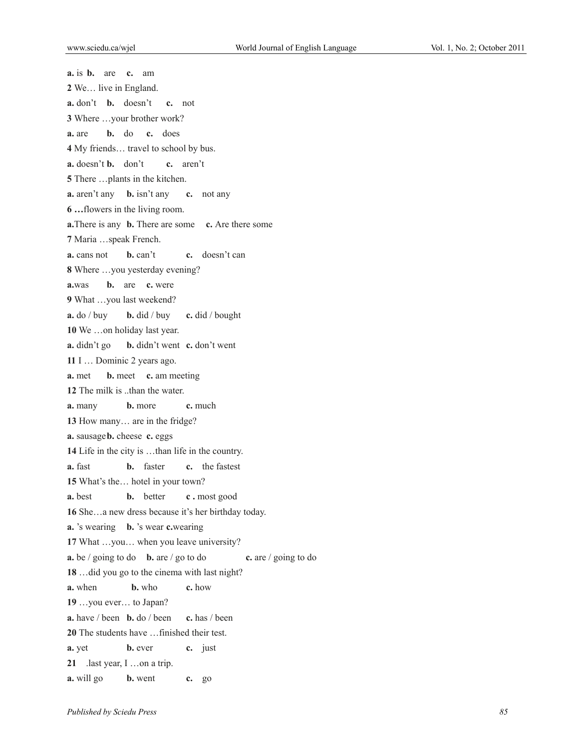**a.** is **b.** are **c.** am

**2** We… live in England.

**a.** don't **b.** doesn't **c.** not

**3** Where …your brother work?

**a.** are **b.** do **c.** does

**4** My friends… travel to school by bus.

**a.** doesn't **b.** don't **c.** aren't

**5** There …plants in the kitchen.

**a.** aren't any **b.** isn't any **c.** not any

**6 …**flowers in the living room.

**a.**There is any **b.** There are some **c.** Are there some

**7** Maria …speak French.

**a.** cans not **b.** can't **c.** doesn't can

**8** Where …you yesterday evening?

**a.**was **b.** are **c.** were

**9** What …you last weekend?

**a.** do / buy **b.** did / buy **c.** did / bought

**10** We …on holiday last year.

**a.** didn't go **b.** didn't went **c.** don't went

**11** I … Dominic 2 years ago.

**a.** met **b.** meet **c.** am meeting

**12** The milk is ..than the water.

**a.** many **b.** more **c.** much

**13** How many… are in the fridge?

**a.** sausage **b.** cheese **c.** eggs

**14** Life in the city is …than life in the country.

**a.** fast **b.** faster **c.** the fastest

**15** What's the… hotel in your town?

**a.** best **b.** better **c .** most good

**16** She…a new dress because it's her birthday today.

**a.** 's wearing **b.** 's wear **c.**wearing

**17** What …you… when you leave university?

**a.** be / going to do **b.** are / go to do **c.** are / going to do

**18** …did you go to the cinema with last night?

**a.** when **b.** who **c.** how

**19** …you ever… to Japan?

**a.** have / been **b.** do / been **c.** has / been

**20** The students have …finished their test.

**a.** yet **b.** ever **c.** just

**21** .last year, I …on a trip.

**a.** will go **b.** went **c.** go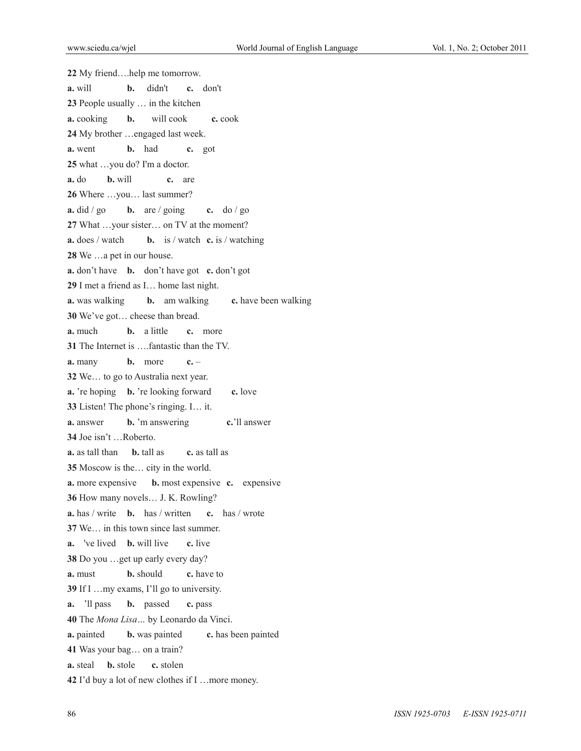**22** My friend….help me tomorrow.

**a.** will **b.** didn't **c.** don't

**23** People usually … in the kitchen

**a.** cooking **b.** will cook **c.** cook

**24** My brother …engaged last week.

**a.** went **b.** had **c.** got

**25** what …you do? I'm a doctor.

**a.** do **b.** will **c.** are

**26** Where …you… last summer?

**a.** did / go **b.** are / going **c.** do / go

**27** What …your sister… on TV at the moment?

**a.** does / watch **b.** is / watch **c.** is / watching

**28** We …a pet in our house.

**a.** don't have **b.** don't have got **c.** don't got

**29** I met a friend as I… home last night.

**a.** was walking **b.** am walking **c.** have been walking

**30** We've got… cheese than bread.

**a.** much **b.** a little **c.** more

**31** The Internet is ….fantastic than the TV.

**a.** many **b.** more **c.** –

**32** We… to go to Australia next year.

**a.** 're hoping **b.** 're looking forward **c.** love

**33** Listen! The phone's ringing. I… it.

**a.** answer **b.** 'm answering **c.**'ll answer

**34** Joe isn't …Roberto.

**a.** as tall than **b.** tall as **c.** as tall as

**35** Moscow is the… city in the world.

**a.** more expensive **b.** most expensive **c.** expensive

**36** How many novels… J. K. Rowling?

**a.** has / write **b.** has / written **c.** has / wrote

**37** We… in this town since last summer.

**a.** 've lived **b.** will live **c.** live

**38** Do you …get up early every day?

**a.** must **b.** should **c.** have to

**39** If I …my exams, I'll go to university.

**a.** 'll pass **b.** passed **c.** pass

**40** The *Mona Lisa…* by Leonardo da Vinci.

**a.** painted **b.** was painted **c.** has been painted

**41** Was your bag… on a train?

**a.** steal **b.** stole **c.** stolen

**42** I'd buy a lot of new clothes if I …more money.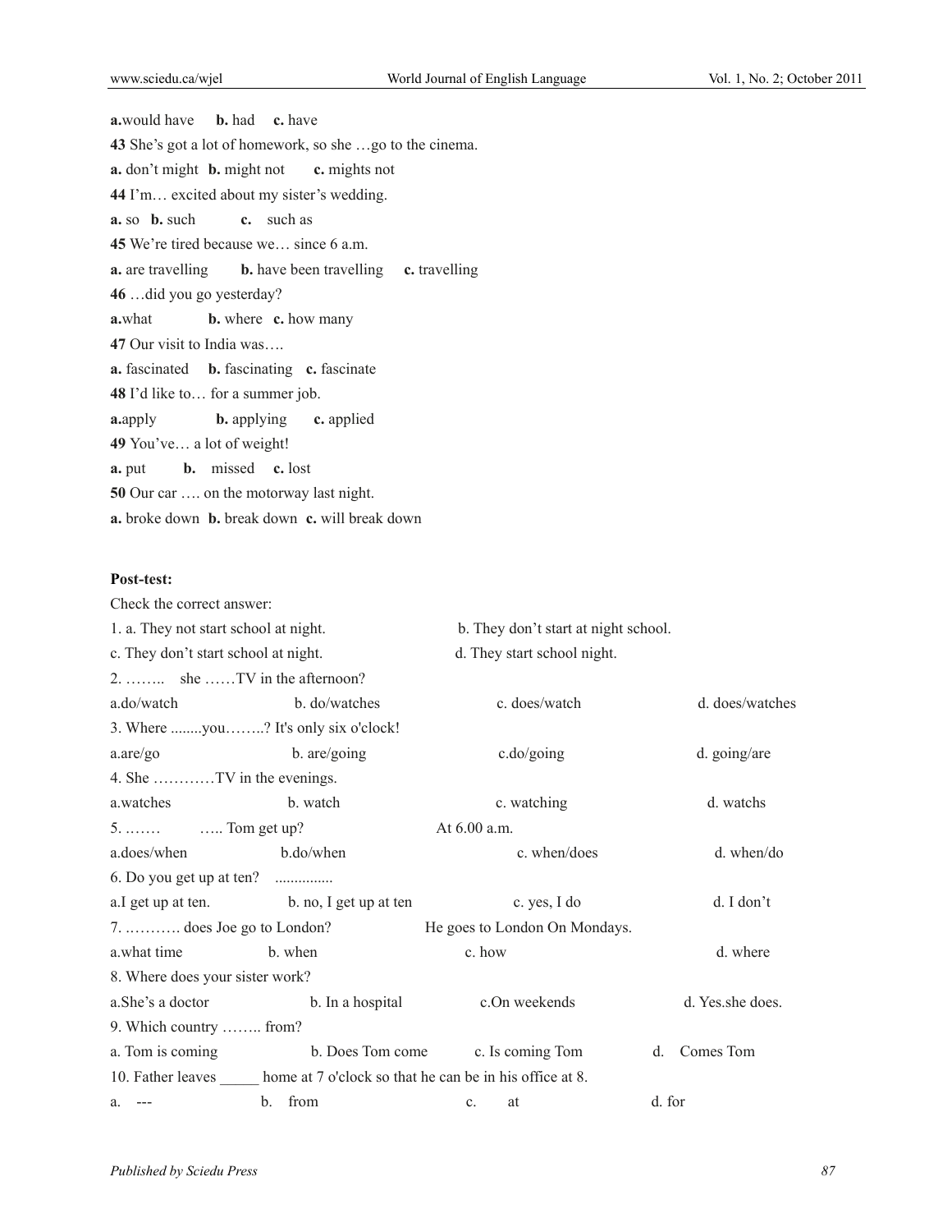**a.**would have **b.** had **c.** have

**43** She's got a lot of homework, so she …go to the cinema.

**a.** don't might **b.** might not **c.** mights not

**44** I'm… excited about my sister's wedding.

**a.** so **b.** such **c.** such as

**45** We're tired because we… since 6 a.m.

**a.** are travelling **b.** have been travelling **c.** travelling

**46** …did you go yesterday?

**a.**what **b.** where **c.** how many

**47** Our visit to India was….

**a.** fascinated **b.** fascinating **c.** fascinate

**48** I'd like to… for a summer job.

**a.**apply **b.** applying **c.** applied

**49** You've… a lot of weight!

**a.** put **b.** missed **c.** lost

**50** Our car …. on the motorway last night.

**a.** broke down **b.** break down **c.** will break down

**Post-test:**

Check the correct answer:

1. a. They not start school at night. b. They don't start at night school.
c. They don't start school at night. d. They start school night.

2. …….. she ……TV in the afternoon?
a.do/watch b. do/watches c. does/watch d. does/watches

3. Where ........you……..? It's only six o'clock!
a.are/go b. are/going c.do/going d. going/are

4. She …………TV in the evenings.
a.watches b. watch c. watching d. watchs

5. ……. ….. Tom get up? At 6.00 a.m.
a.does/when b.do/when c. when/does d. when/do

6. Do you get up at ten? ..............
a.I get up at ten. b. no, I get up at ten c. yes, I do d. I don't

7. ..………. does Joe go to London? He goes to London On Mondays.
a.what time b. when c. how d. where

8. Where does your sister work?
a.She's a doctor b. In a hospital c.On weekends d. Yes.she does.

9. Which country …….. from?
a. Tom is coming b. Does Tom come c. Is coming Tom d. Comes Tom

10. Father leaves _____ home at 7 o'clock so that he can be in his office at 8.
a. --- b. from c. at d. for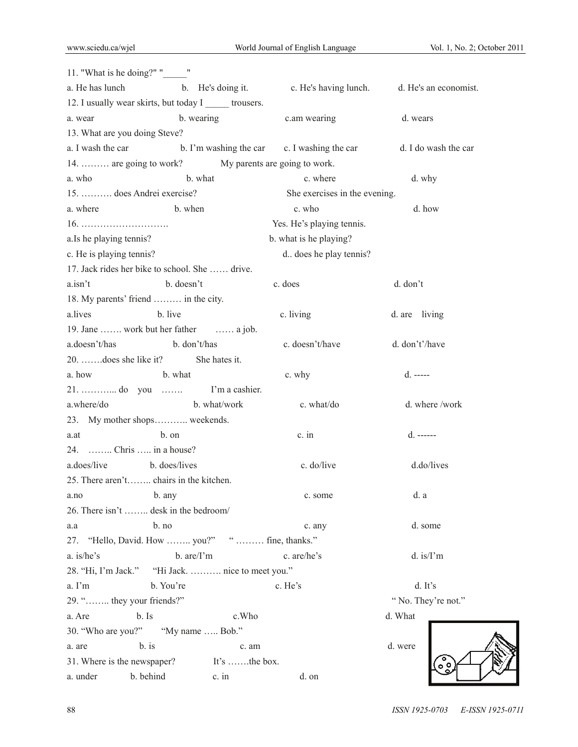11. "What is he doing?" "_____"

a. He has lunch b. He's doing it. c. He's having lunch. d. He's an economist.

12. I usually wear skirts, but today I _____ trousers.

a. wear b. wearing c.am wearing d. wears

13. What are you doing Steve?

a. I wash the car b. I'm washing the car c. I washing the car d. I do wash the car

14. ……… are going to work? My parents are going to work.

a. who b. what c. where d. why

15. ………. does Andrei exercise? She exercises in the evening.

a. where b. when c. who d. how

16. ………………………. Yes. He's playing tennis.

a.Is he playing tennis? b. what is he playing?

c. He is playing tennis? d.. does he play tennis?

17. Jack rides her bike to school. She …… drive.

a.isn't b. doesn't c. does d. don't

18. My parents' friend ……… in the city.

a.lives b. live c. living d. are living

19. Jane ……. work but her father …… a job.

a.doesn't/has b. don't/has c. doesn't/have d. don't'/have

20. …….does she like it? She hates it.

a. how b. what c. why d. -----

21. ………... do you ……. I'm a cashier.

a.where/do b. what/work c. what/do d. where /work

23. My mother shops……….. weekends.

a.at b. on c. in d. ------

24. …….. Chris ….. in a house?

a.does/live b. does/lives c. do/live d.do/lives

25. There aren't…….. chairs in the kitchen.

a.no b. any c. some d. a

26. There isn't …….. desk in the bedroom/

a.a b. no c. any d. some

27. "Hello, David. How …….. you?" " ……… fine, thanks."

a. is/he's b. are/I'm c. are/he's d. is/I'm

28. "Hi, I'm Jack." "Hi Jack. ………. nice to meet you."

a. I'm b. You're c. He's d. It's

29. "…….. they your friends?" " No. They're not."

a. Are b. Is c.Who d. What

30. "Who are you?" "My name ….. Bob."

a. are b. is c. am d. were

31. Where is the newspaper? It's …….the box.

a. under b. behind c. in d. on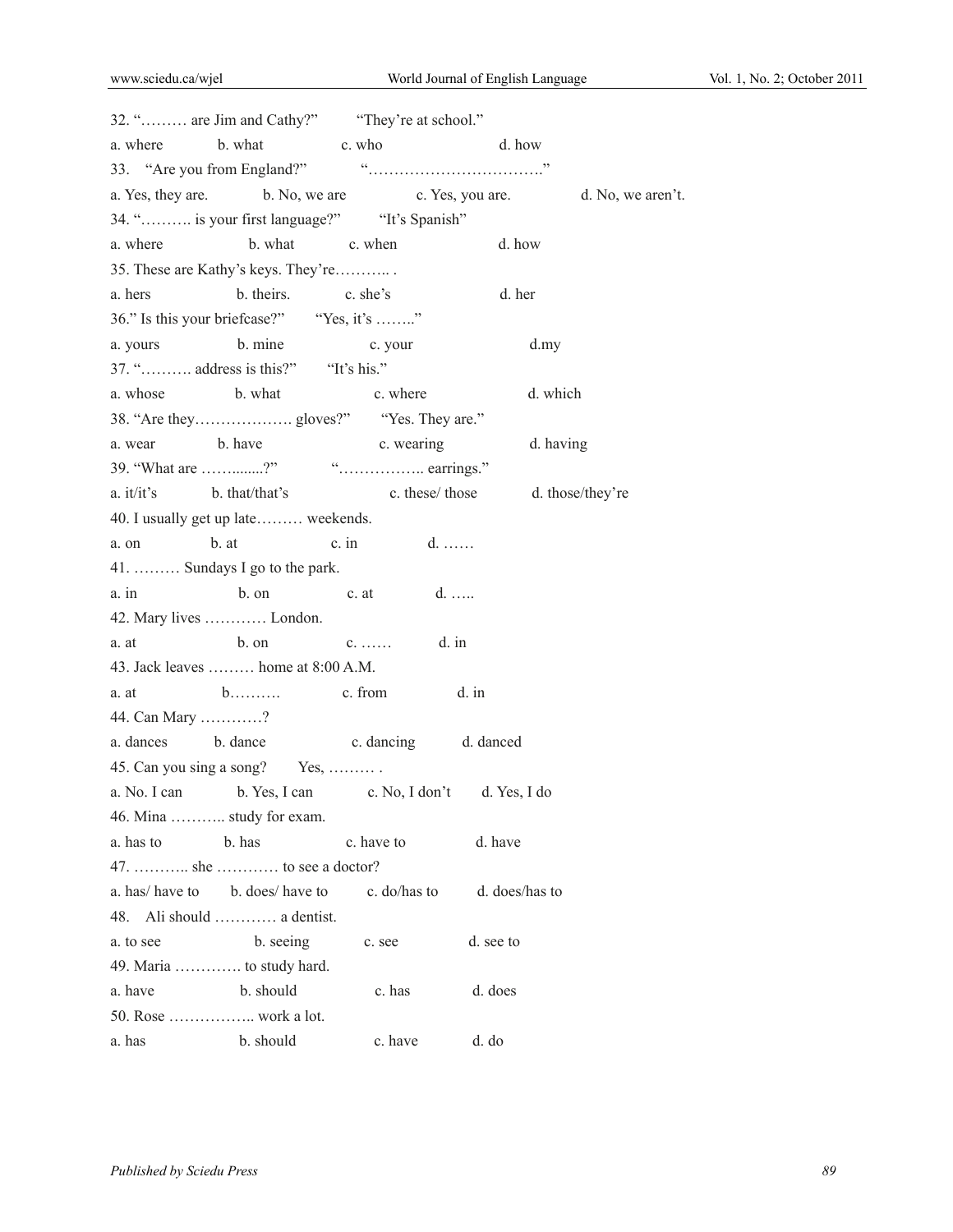32. “……… are Jim and Cathy?” “They’re at school.”

a. where b. what c. who d. how

33. “Are you from England?” “…………………………….”

a. Yes, they are. b. No, we are c. Yes, you are. d. No, we aren’t.

34. “………. is your first language?” “It’s Spanish”

a. where b. what c. when d. how

35. These are Kathy’s keys. They’re……….. .

a. hers b. theirs. c. she’s d. her

36.” Is this your briefcase?” “Yes, it’s ……..”

a. yours b. mine c. your d.my

37. “………. address is this?” “It’s his.”

a. whose b. what c. where d. which

38. “Are they………………. gloves?” “Yes. They are.”

a. wear b. have c. wearing d. having

39. “What are ……........?” “…………….. earrings.”

a. it/it’s b. that/that’s c. these/ those d. those/they’re

40. I usually get up late……… weekends.

a. on b. at c. in d. ……

41. ……… Sundays I go to the park.

a. in b. on c. at d. …..

42. Mary lives ………… London.

a. at b. on c. …… d. in

43. Jack leaves ……… home at 8:00 A.M.

a. at b………. c. from d. in

44. Can Mary …………?

a. dances b. dance c. dancing d. danced

45. Can you sing a song? Yes, ……… .

a. No. I can b. Yes, I can c. No, I don’t d. Yes, I do

46. Mina ……….. study for exam.

a. has to b. has c. have to d. have

47. ……….. she ………… to see a doctor?

a. has/ have to b. does/ have to c. do/has to d. does/has to

48. Ali should ………… a dentist.

a. to see b. seeing c. see d. see to

49. Maria …………. to study hard.

a. have b. should c. has d. does

50. Rose …………….. work a lot.

a. has b. should c. have d. do